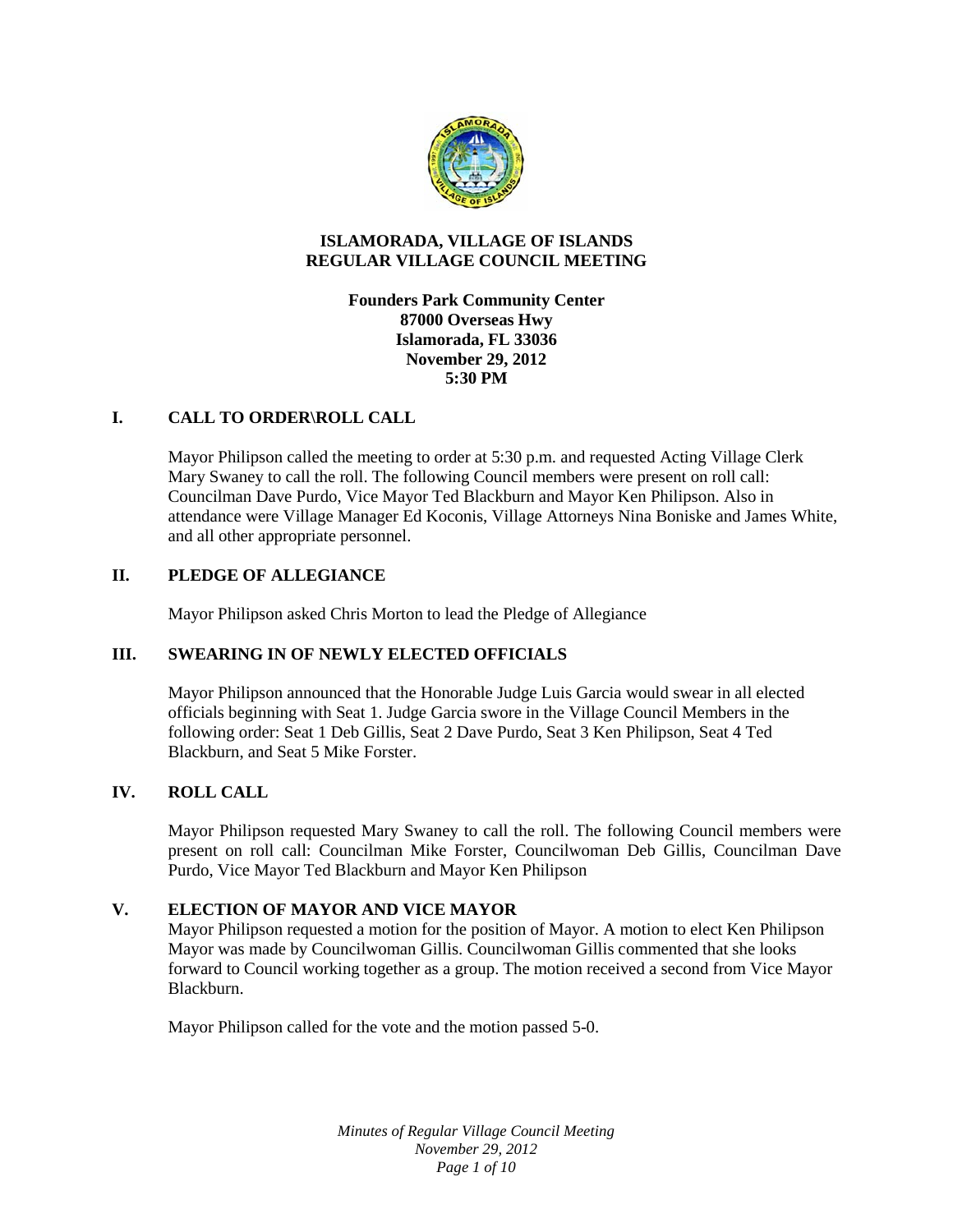# ISLAMORADA, VILLAGE OF ISLANDS
# REGULAR VILLAGE COUNCIL MEETING

**Founders Park Community Center**
**87000 Overseas Hwy**
**Islamorada, FL 33036**
**November 29, 2012**
**5:30 PM**

## I. CALL TO ORDER\ROLL CALL

Mayor Philipson called the meeting to order at 5:30 p.m. and requested Acting Village Clerk Mary Swaney to call the roll. The following Council members were present on roll call: Councilman Dave Purdo, Vice Mayor Ted Blackburn and Mayor Ken Philipson. Also in attendance were Village Manager Ed Koconis, Village Attorneys Nina Boniske and James White, and all other appropriate personnel.

## II. PLEDGE OF ALLEGIANCE

Mayor Philipson asked Chris Morton to lead the Pledge of Allegiance

## III. SWEARING IN OF NEWLY ELECTED OFFICIALS

Mayor Philipson announced that the Honorable Judge Luis Garcia would swear in all elected officials beginning with Seat 1. Judge Garcia swore in the Village Council Members in the following order: Seat 1 Deb Gillis, Seat 2 Dave Purdo, Seat 3 Ken Philipson, Seat 4 Ted Blackburn, and Seat 5 Mike Forster.

## IV. ROLL CALL

Mayor Philipson requested Mary Swaney to call the roll. The following Council members were present on roll call: Councilman Mike Forster, Councilwoman Deb Gillis, Councilman Dave Purdo, Vice Mayor Ted Blackburn and Mayor Ken Philipson

## V. ELECTION OF MAYOR AND VICE MAYOR

Mayor Philipson requested a motion for the position of Mayor. A motion to elect Ken Philipson Mayor was made by Councilwoman Gillis. Councilwoman Gillis commented that she looks forward to Council working together as a group. The motion received a second from Vice Mayor Blackburn.

Mayor Philipson called for the vote and the motion passed 5-0.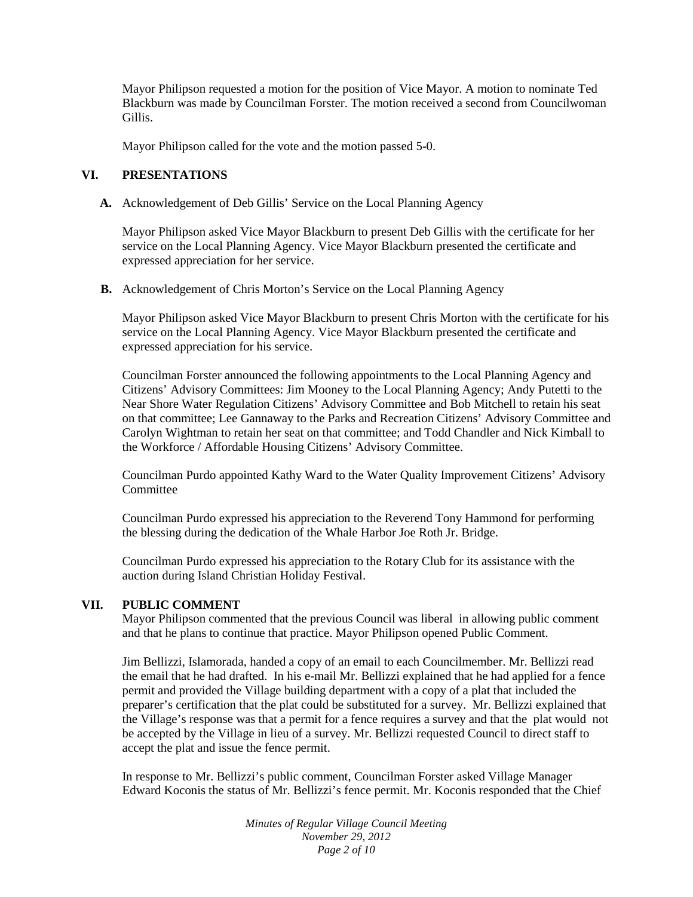Mayor Philipson requested a motion for the position of Vice Mayor. A motion to nominate Ted Blackburn was made by Councilman Forster. The motion received a second from Councilwoman Gillis.

Mayor Philipson called for the vote and the motion passed 5-0.

## VI. PRESENTATIONS

**A.** Acknowledgement of Deb Gillis' Service on the Local Planning Agency

Mayor Philipson asked Vice Mayor Blackburn to present Deb Gillis with the certificate for her service on the Local Planning Agency. Vice Mayor Blackburn presented the certificate and expressed appreciation for her service.

**B.** Acknowledgement of Chris Morton's Service on the Local Planning Agency

Mayor Philipson asked Vice Mayor Blackburn to present Chris Morton with the certificate for his service on the Local Planning Agency. Vice Mayor Blackburn presented the certificate and expressed appreciation for his service.

Councilman Forster announced the following appointments to the Local Planning Agency and Citizens' Advisory Committees: Jim Mooney to the Local Planning Agency; Andy Putetti to the Near Shore Water Regulation Citizens' Advisory Committee and Bob Mitchell to retain his seat on that committee; Lee Gannaway to the Parks and Recreation Citizens' Advisory Committee and Carolyn Wightman to retain her seat on that committee; and Todd Chandler and Nick Kimball to the Workforce / Affordable Housing Citizens' Advisory Committee.

Councilman Purdo appointed Kathy Ward to the Water Quality Improvement Citizens' Advisory Committee

Councilman Purdo expressed his appreciation to the Reverend Tony Hammond for performing the blessing during the dedication of the Whale Harbor Joe Roth Jr. Bridge.

Councilman Purdo expressed his appreciation to the Rotary Club for its assistance with the auction during Island Christian Holiday Festival.

## VII. PUBLIC COMMENT

Mayor Philipson commented that the previous Council was liberal in allowing public comment and that he plans to continue that practice. Mayor Philipson opened Public Comment.

Jim Bellizzi, Islamorada, handed a copy of an email to each Councilmember. Mr. Bellizzi read the email that he had drafted. In his e-mail Mr. Bellizzi explained that he had applied for a fence permit and provided the Village building department with a copy of a plat that included the preparer's certification that the plat could be substituted for a survey. Mr. Bellizzi explained that the Village's response was that a permit for a fence requires a survey and that the plat would not be accepted by the Village in lieu of a survey. Mr. Bellizzi requested Council to direct staff to accept the plat and issue the fence permit.

In response to Mr. Bellizzi's public comment, Councilman Forster asked Village Manager Edward Koconis the status of Mr. Bellizzi's fence permit. Mr. Koconis responded that the Chief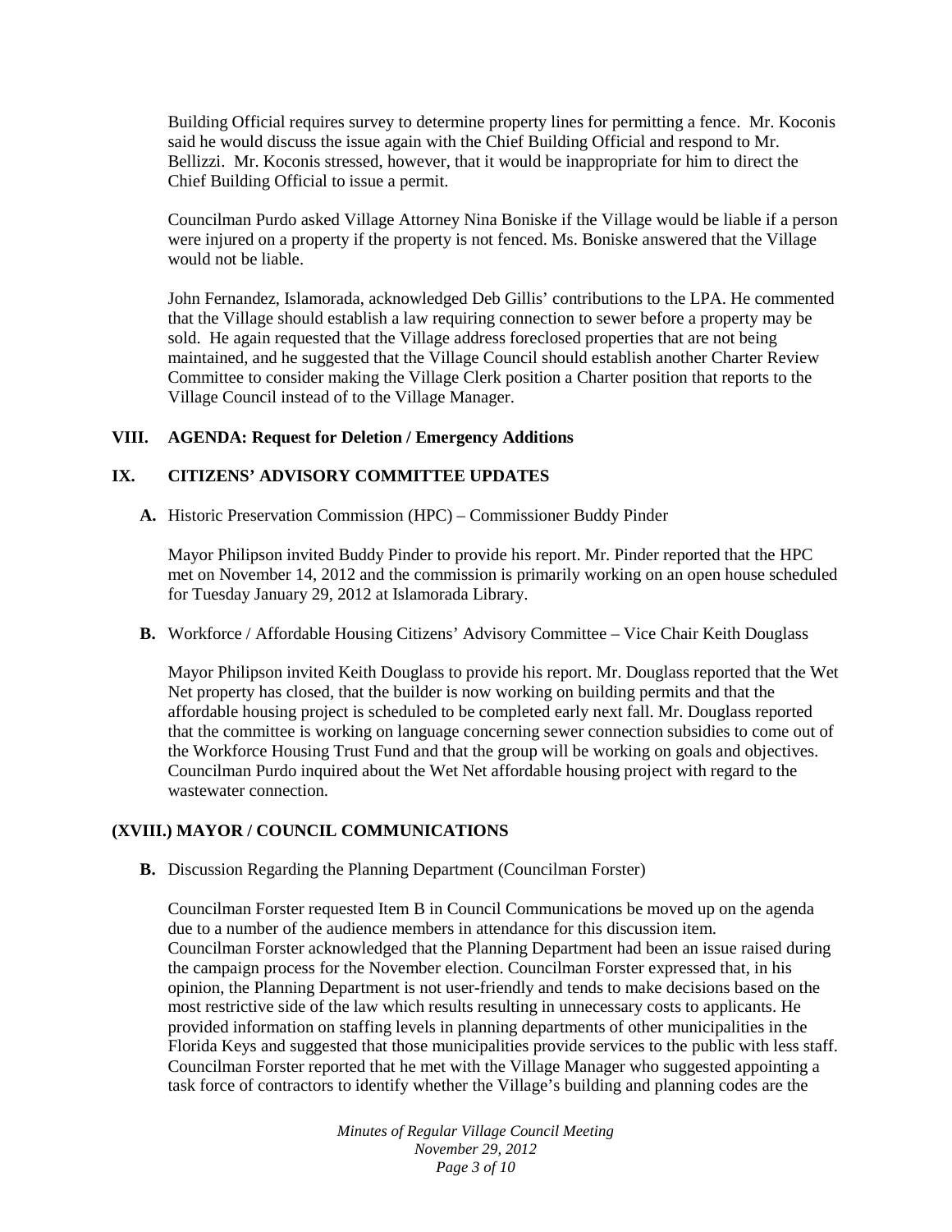Building Official requires survey to determine property lines for permitting a fence. Mr. Koconis said he would discuss the issue again with the Chief Building Official and respond to Mr. Bellizzi. Mr. Koconis stressed, however, that it would be inappropriate for him to direct the Chief Building Official to issue a permit.

Councilman Purdo asked Village Attorney Nina Boniske if the Village would be liable if a person were injured on a property if the property is not fenced. Ms. Boniske answered that the Village would not be liable.

John Fernandez, Islamorada, acknowledged Deb Gillis' contributions to the LPA. He commented that the Village should establish a law requiring connection to sewer before a property may be sold. He again requested that the Village address foreclosed properties that are not being maintained, and he suggested that the Village Council should establish another Charter Review Committee to consider making the Village Clerk position a Charter position that reports to the Village Council instead of to the Village Manager.

## VIII. AGENDA: Request for Deletion / Emergency Additions

## IX. CITIZENS' ADVISORY COMMITTEE UPDATES

**A.** Historic Preservation Commission (HPC) – Commissioner Buddy Pinder

Mayor Philipson invited Buddy Pinder to provide his report. Mr. Pinder reported that the HPC met on November 14, 2012 and the commission is primarily working on an open house scheduled for Tuesday January 29, 2012 at Islamorada Library.

**B.** Workforce / Affordable Housing Citizens' Advisory Committee – Vice Chair Keith Douglass

Mayor Philipson invited Keith Douglass to provide his report. Mr. Douglass reported that the Wet Net property has closed, that the builder is now working on building permits and that the affordable housing project is scheduled to be completed early next fall. Mr. Douglass reported that the committee is working on language concerning sewer connection subsidies to come out of the Workforce Housing Trust Fund and that the group will be working on goals and objectives. Councilman Purdo inquired about the Wet Net affordable housing project with regard to the wastewater connection.

## (XVIII.) MAYOR / COUNCIL COMMUNICATIONS

**B.** Discussion Regarding the Planning Department (Councilman Forster)

Councilman Forster requested Item B in Council Communications be moved up on the agenda due to a number of the audience members in attendance for this discussion item.
Councilman Forster acknowledged that the Planning Department had been an issue raised during the campaign process for the November election. Councilman Forster expressed that, in his opinion, the Planning Department is not user-friendly and tends to make decisions based on the most restrictive side of the law which results resulting in unnecessary costs to applicants. He provided information on staffing levels in planning departments of other municipalities in the Florida Keys and suggested that those municipalities provide services to the public with less staff. Councilman Forster reported that he met with the Village Manager who suggested appointing a task force of contractors to identify whether the Village's building and planning codes are the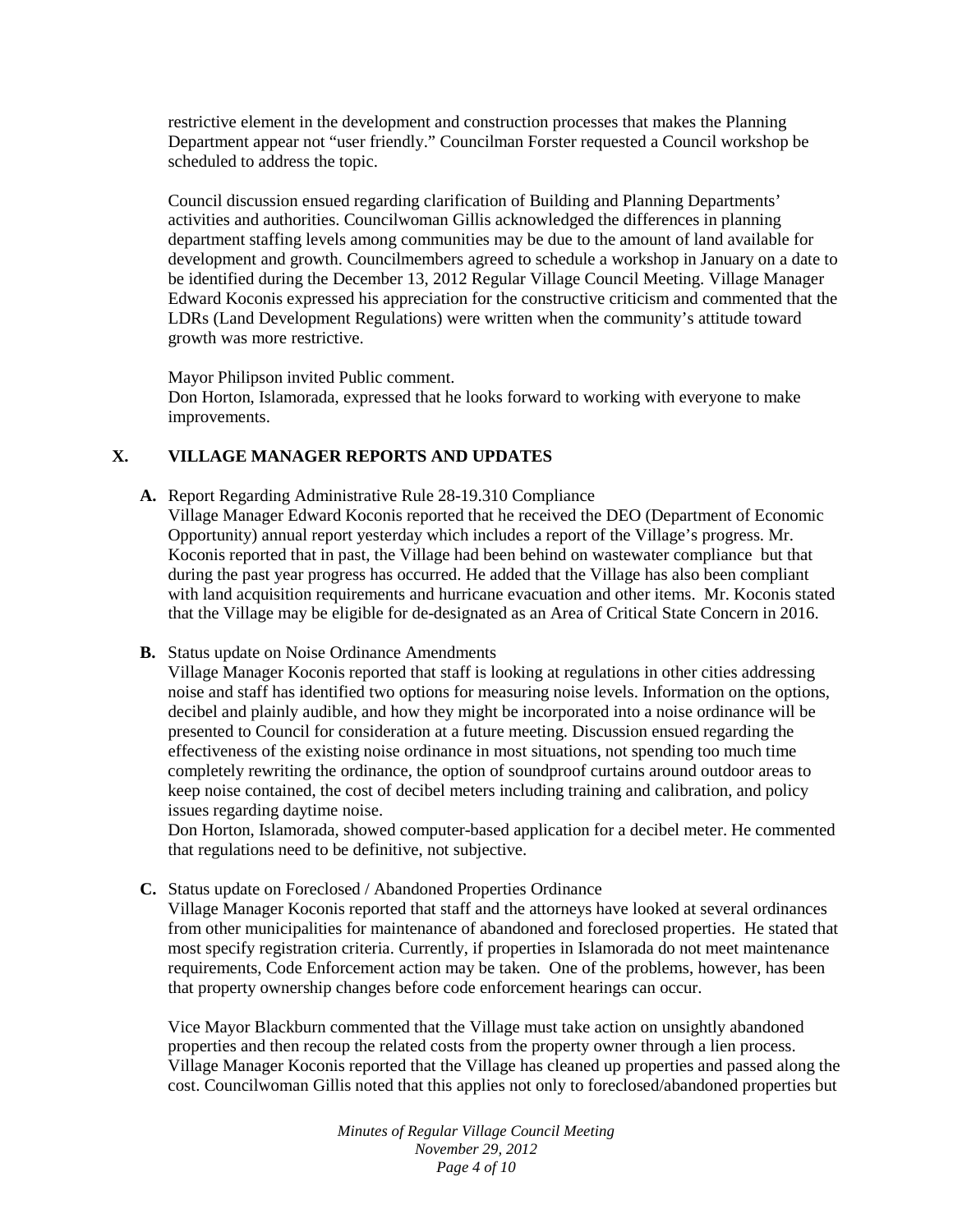restrictive element in the development and construction processes that makes the Planning Department appear not "user friendly." Councilman Forster requested a Council workshop be scheduled to address the topic.

Council discussion ensued regarding clarification of Building and Planning Departments' activities and authorities. Councilwoman Gillis acknowledged the differences in planning department staffing levels among communities may be due to the amount of land available for development and growth. Councilmembers agreed to schedule a workshop in January on a date to be identified during the December 13, 2012 Regular Village Council Meeting. Village Manager Edward Koconis expressed his appreciation for the constructive criticism and commented that the LDRs (Land Development Regulations) were written when the community's attitude toward growth was more restrictive.

Mayor Philipson invited Public comment.
Don Horton, Islamorada, expressed that he looks forward to working with everyone to make improvements.

## X. VILLAGE MANAGER REPORTS AND UPDATES

**A.** Report Regarding Administrative Rule 28-19.310 Compliance
Village Manager Edward Koconis reported that he received the DEO (Department of Economic Opportunity) annual report yesterday which includes a report of the Village's progress. Mr. Koconis reported that in past, the Village had been behind on wastewater compliance but that during the past year progress has occurred. He added that the Village has also been compliant with land acquisition requirements and hurricane evacuation and other items. Mr. Koconis stated that the Village may be eligible for de-designated as an Area of Critical State Concern in 2016.

**B.** Status update on Noise Ordinance Amendments
Village Manager Koconis reported that staff is looking at regulations in other cities addressing noise and staff has identified two options for measuring noise levels. Information on the options, decibel and plainly audible, and how they might be incorporated into a noise ordinance will be presented to Council for consideration at a future meeting. Discussion ensued regarding the effectiveness of the existing noise ordinance in most situations, not spending too much time completely rewriting the ordinance, the option of soundproof curtains around outdoor areas to keep noise contained, the cost of decibel meters including training and calibration, and policy issues regarding daytime noise.
Don Horton, Islamorada, showed computer-based application for a decibel meter. He commented that regulations need to be definitive, not subjective.

**C.** Status update on Foreclosed / Abandoned Properties Ordinance
Village Manager Koconis reported that staff and the attorneys have looked at several ordinances from other municipalities for maintenance of abandoned and foreclosed properties. He stated that most specify registration criteria. Currently, if properties in Islamorada do not meet maintenance requirements, Code Enforcement action may be taken. One of the problems, however, has been that property ownership changes before code enforcement hearings can occur.

Vice Mayor Blackburn commented that the Village must take action on unsightly abandoned properties and then recoup the related costs from the property owner through a lien process. Village Manager Koconis reported that the Village has cleaned up properties and passed along the cost. Councilwoman Gillis noted that this applies not only to foreclosed/abandoned properties but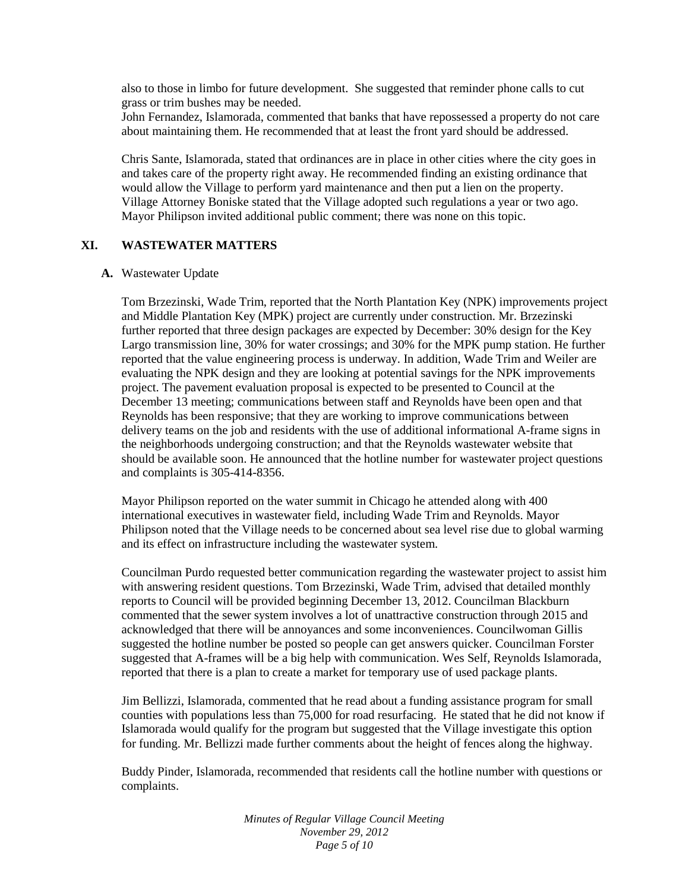also to those in limbo for future development. She suggested that reminder phone calls to cut grass or trim bushes may be needed.
John Fernandez, Islamorada, commented that banks that have repossessed a property do not care about maintaining them. He recommended that at least the front yard should be addressed.

Chris Sante, Islamorada, stated that ordinances are in place in other cities where the city goes in and takes care of the property right away. He recommended finding an existing ordinance that would allow the Village to perform yard maintenance and then put a lien on the property. Village Attorney Boniske stated that the Village adopted such regulations a year or two ago. Mayor Philipson invited additional public comment; there was none on this topic.

## XI. WASTEWATER MATTERS

**A.** Wastewater Update

Tom Brzezinski, Wade Trim, reported that the North Plantation Key (NPK) improvements project and Middle Plantation Key (MPK) project are currently under construction. Mr. Brzezinski further reported that three design packages are expected by December: 30% design for the Key Largo transmission line, 30% for water crossings; and 30% for the MPK pump station. He further reported that the value engineering process is underway. In addition, Wade Trim and Weiler are evaluating the NPK design and they are looking at potential savings for the NPK improvements project. The pavement evaluation proposal is expected to be presented to Council at the December 13 meeting; communications between staff and Reynolds have been open and that Reynolds has been responsive; that they are working to improve communications between delivery teams on the job and residents with the use of additional informational A-frame signs in the neighborhoods undergoing construction; and that the Reynolds wastewater website that should be available soon. He announced that the hotline number for wastewater project questions and complaints is 305-414-8356.

Mayor Philipson reported on the water summit in Chicago he attended along with 400 international executives in wastewater field, including Wade Trim and Reynolds. Mayor Philipson noted that the Village needs to be concerned about sea level rise due to global warming and its effect on infrastructure including the wastewater system.

Councilman Purdo requested better communication regarding the wastewater project to assist him with answering resident questions. Tom Brzezinski, Wade Trim, advised that detailed monthly reports to Council will be provided beginning December 13, 2012. Councilman Blackburn commented that the sewer system involves a lot of unattractive construction through 2015 and acknowledged that there will be annoyances and some inconveniences. Councilwoman Gillis suggested the hotline number be posted so people can get answers quicker. Councilman Forster suggested that A-frames will be a big help with communication. Wes Self, Reynolds Islamorada, reported that there is a plan to create a market for temporary use of used package plants.

Jim Bellizzi, Islamorada, commented that he read about a funding assistance program for small counties with populations less than 75,000 for road resurfacing. He stated that he did not know if Islamorada would qualify for the program but suggested that the Village investigate this option for funding. Mr. Bellizzi made further comments about the height of fences along the highway.

Buddy Pinder, Islamorada, recommended that residents call the hotline number with questions or complaints.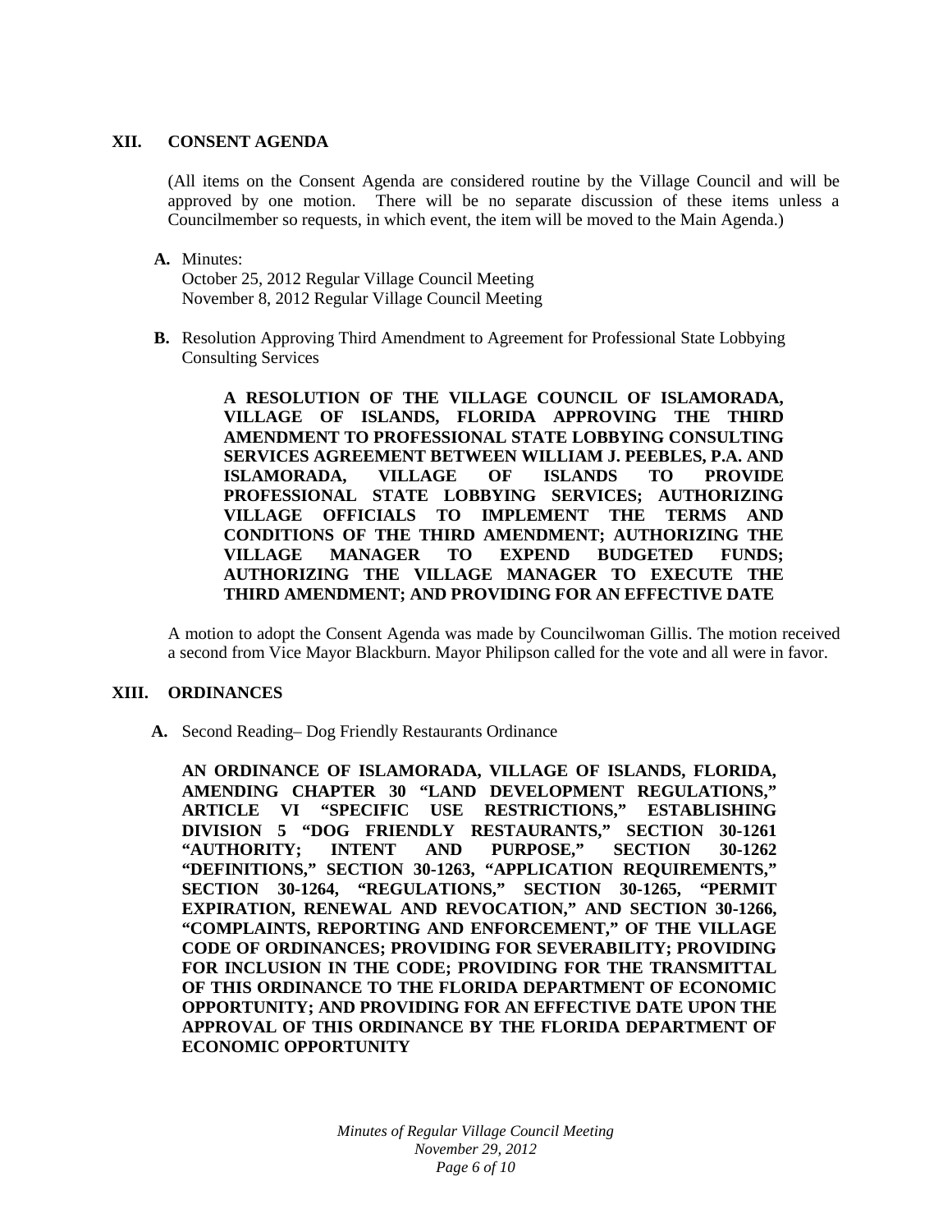## XII. CONSENT AGENDA

(All items on the Consent Agenda are considered routine by the Village Council and will be approved by one motion. There will be no separate discussion of these items unless a Councilmember so requests, in which event, the item will be moved to the Main Agenda.)

**A.** Minutes:
October 25, 2012 Regular Village Council Meeting
November 8, 2012 Regular Village Council Meeting

**B.** Resolution Approving Third Amendment to Agreement for Professional State Lobbying Consulting Services

**A RESOLUTION OF THE VILLAGE COUNCIL OF ISLAMORADA, VILLAGE OF ISLANDS, FLORIDA APPROVING THE THIRD AMENDMENT TO PROFESSIONAL STATE LOBBYING CONSULTING SERVICES AGREEMENT BETWEEN WILLIAM J. PEEBLES, P.A. AND ISLAMORADA, VILLAGE OF ISLANDS TO PROVIDE PROFESSIONAL STATE LOBBYING SERVICES; AUTHORIZING VILLAGE OFFICIALS TO IMPLEMENT THE TERMS AND CONDITIONS OF THE THIRD AMENDMENT; AUTHORIZING THE VILLAGE MANAGER TO EXPEND BUDGETED FUNDS; AUTHORIZING THE VILLAGE MANAGER TO EXECUTE THE THIRD AMENDMENT; AND PROVIDING FOR AN EFFECTIVE DATE**

A motion to adopt the Consent Agenda was made by Councilwoman Gillis. The motion received a second from Vice Mayor Blackburn. Mayor Philipson called for the vote and all were in favor.

## XIII. ORDINANCES

**A.** Second Reading– Dog Friendly Restaurants Ordinance

**AN ORDINANCE OF ISLAMORADA, VILLAGE OF ISLANDS, FLORIDA, AMENDING CHAPTER 30 "LAND DEVELOPMENT REGULATIONS," ARTICLE VI "SPECIFIC USE RESTRICTIONS," ESTABLISHING DIVISION 5 "DOG FRIENDLY RESTAURANTS," SECTION 30-1261 "AUTHORITY; INTENT AND PURPOSE," SECTION 30-1262 "DEFINITIONS," SECTION 30-1263, "APPLICATION REQUIREMENTS," SECTION 30-1264, "REGULATIONS," SECTION 30-1265, "PERMIT EXPIRATION, RENEWAL AND REVOCATION," AND SECTION 30-1266, "COMPLAINTS, REPORTING AND ENFORCEMENT," OF THE VILLAGE CODE OF ORDINANCES; PROVIDING FOR SEVERABILITY; PROVIDING FOR INCLUSION IN THE CODE; PROVIDING FOR THE TRANSMITTAL OF THIS ORDINANCE TO THE FLORIDA DEPARTMENT OF ECONOMIC OPPORTUNITY; AND PROVIDING FOR AN EFFECTIVE DATE UPON THE APPROVAL OF THIS ORDINANCE BY THE FLORIDA DEPARTMENT OF ECONOMIC OPPORTUNITY**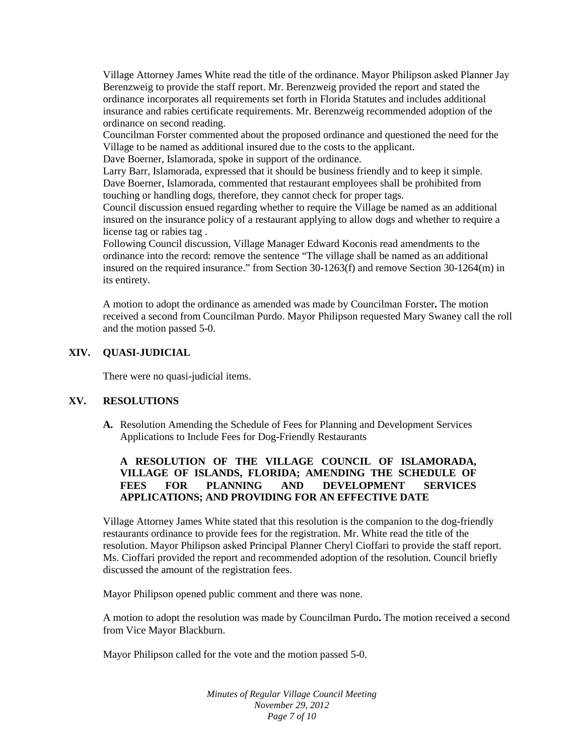Village Attorney James White read the title of the ordinance. Mayor Philipson asked Planner Jay Berenzweig to provide the staff report. Mr. Berenzweig provided the report and stated the ordinance incorporates all requirements set forth in Florida Statutes and includes additional insurance and rabies certificate requirements. Mr. Berenzweig recommended adoption of the ordinance on second reading.

Councilman Forster commented about the proposed ordinance and questioned the need for the Village to be named as additional insured due to the costs to the applicant.

Dave Boerner, Islamorada, spoke in support of the ordinance.

Larry Barr, Islamorada, expressed that it should be business friendly and to keep it simple.

Dave Boerner, Islamorada, commented that restaurant employees shall be prohibited from touching or handling dogs, therefore, they cannot check for proper tags.

Council discussion ensued regarding whether to require the Village be named as an additional insured on the insurance policy of a restaurant applying to allow dogs and whether to require a license tag or rabies tag .

Following Council discussion, Village Manager Edward Koconis read amendments to the ordinance into the record: remove the sentence "The village shall be named as an additional insured on the required insurance." from Section 30-1263(f) and remove Section 30-1264(m) in its entirety.

A motion to adopt the ordinance as amended was made by Councilman Forster**.** The motion received a second from Councilman Purdo. Mayor Philipson requested Mary Swaney call the roll and the motion passed 5-0.

## XIV. QUASI-JUDICIAL

There were no quasi-judicial items.

## XV. RESOLUTIONS

**A.** Resolution Amending the Schedule of Fees for Planning and Development Services Applications to Include Fees for Dog-Friendly Restaurants

**A RESOLUTION OF THE VILLAGE COUNCIL OF ISLAMORADA, VILLAGE OF ISLANDS, FLORIDA; AMENDING THE SCHEDULE OF FEES FOR PLANNING AND DEVELOPMENT SERVICES APPLICATIONS; AND PROVIDING FOR AN EFFECTIVE DATE**

Village Attorney James White stated that this resolution is the companion to the dog-friendly restaurants ordinance to provide fees for the registration. Mr. White read the title of the resolution. Mayor Philipson asked Principal Planner Cheryl Cioffari to provide the staff report. Ms. Cioffari provided the report and recommended adoption of the resolution. Council briefly discussed the amount of the registration fees.

Mayor Philipson opened public comment and there was none.

A motion to adopt the resolution was made by Councilman Purdo**.** The motion received a second from Vice Mayor Blackburn.

Mayor Philipson called for the vote and the motion passed 5-0.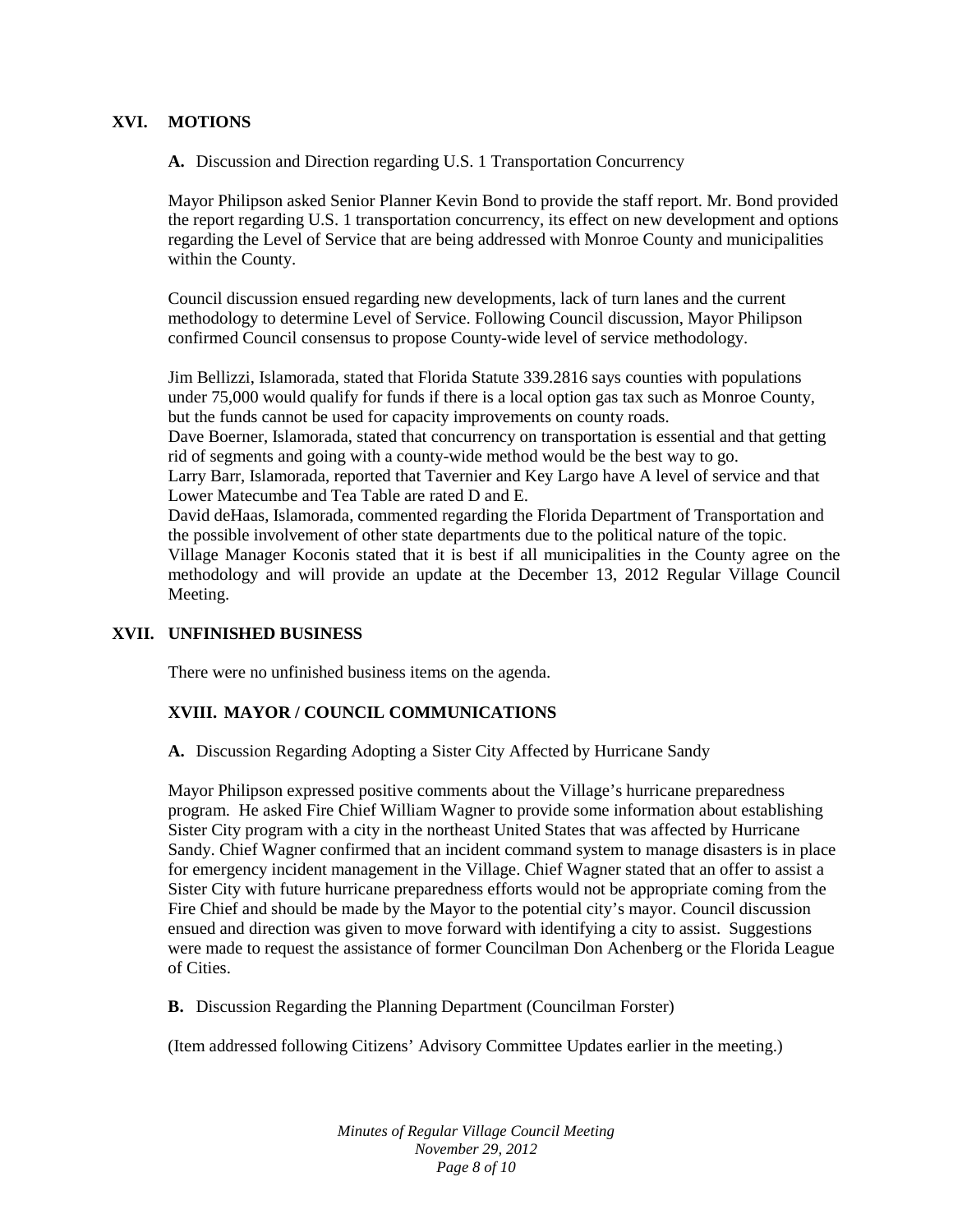## XVI. MOTIONS

**A.** Discussion and Direction regarding U.S. 1 Transportation Concurrency

Mayor Philipson asked Senior Planner Kevin Bond to provide the staff report. Mr. Bond provided the report regarding U.S. 1 transportation concurrency, its effect on new development and options regarding the Level of Service that are being addressed with Monroe County and municipalities within the County.

Council discussion ensued regarding new developments, lack of turn lanes and the current methodology to determine Level of Service. Following Council discussion, Mayor Philipson confirmed Council consensus to propose County-wide level of service methodology.

Jim Bellizzi, Islamorada, stated that Florida Statute 339.2816 says counties with populations under 75,000 would qualify for funds if there is a local option gas tax such as Monroe County, but the funds cannot be used for capacity improvements on county roads.
Dave Boerner, Islamorada, stated that concurrency on transportation is essential and that getting rid of segments and going with a county-wide method would be the best way to go.
Larry Barr, Islamorada, reported that Tavernier and Key Largo have A level of service and that Lower Matecumbe and Tea Table are rated D and E.
David deHaas, Islamorada, commented regarding the Florida Department of Transportation and the possible involvement of other state departments due to the political nature of the topic.
Village Manager Koconis stated that it is best if all municipalities in the County agree on the methodology and will provide an update at the December 13, 2012 Regular Village Council Meeting.

## XVII. UNFINISHED BUSINESS

There were no unfinished business items on the agenda.

## XVIII. MAYOR / COUNCIL COMMUNICATIONS

**A.** Discussion Regarding Adopting a Sister City Affected by Hurricane Sandy

Mayor Philipson expressed positive comments about the Village's hurricane preparedness program. He asked Fire Chief William Wagner to provide some information about establishing Sister City program with a city in the northeast United States that was affected by Hurricane Sandy. Chief Wagner confirmed that an incident command system to manage disasters is in place for emergency incident management in the Village. Chief Wagner stated that an offer to assist a Sister City with future hurricane preparedness efforts would not be appropriate coming from the Fire Chief and should be made by the Mayor to the potential city's mayor. Council discussion ensued and direction was given to move forward with identifying a city to assist. Suggestions were made to request the assistance of former Councilman Don Achenberg or the Florida League of Cities.

**B.** Discussion Regarding the Planning Department (Councilman Forster)

(Item addressed following Citizens' Advisory Committee Updates earlier in the meeting.)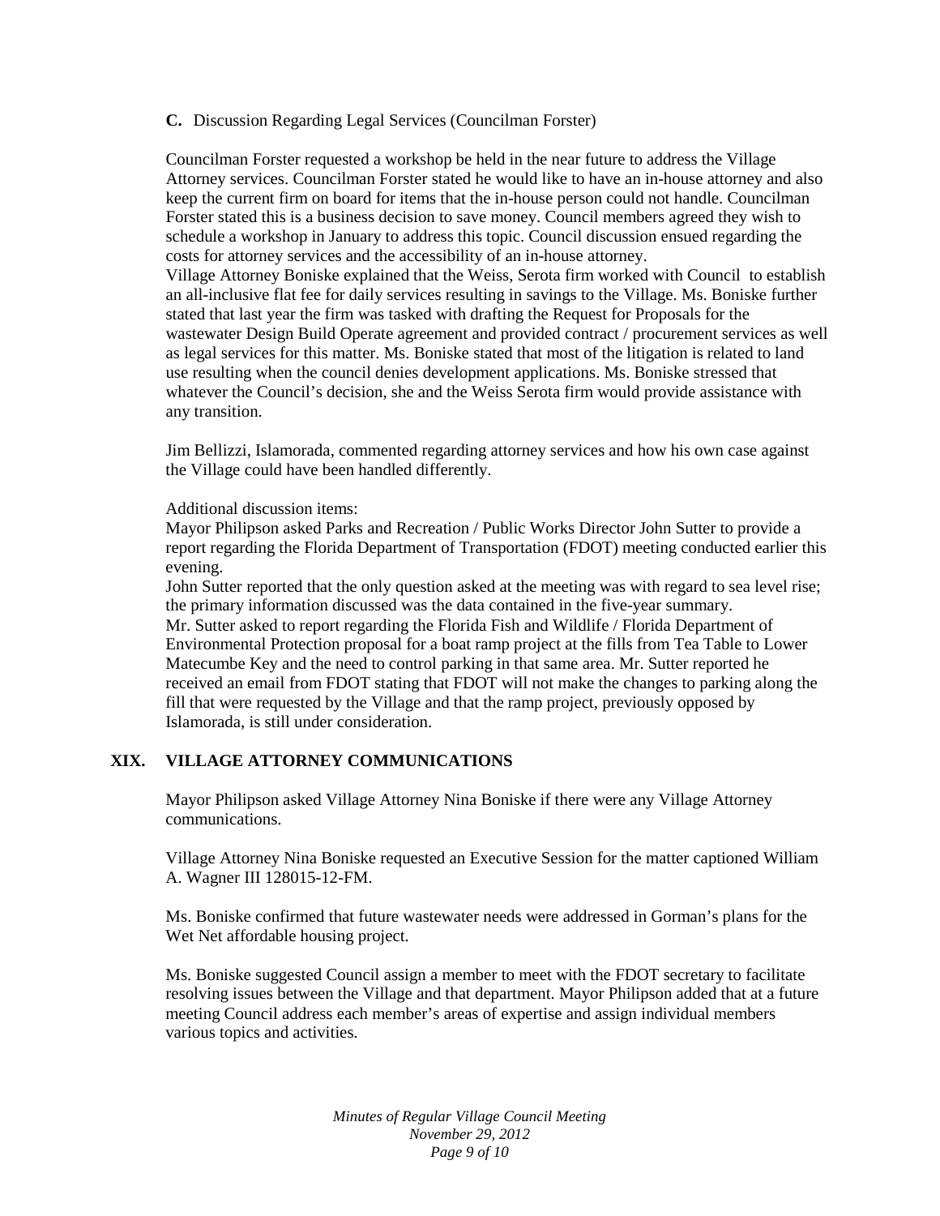**C.** Discussion Regarding Legal Services (Councilman Forster)

Councilman Forster requested a workshop be held in the near future to address the Village Attorney services. Councilman Forster stated he would like to have an in-house attorney and also keep the current firm on board for items that the in-house person could not handle. Councilman Forster stated this is a business decision to save money. Council members agreed they wish to schedule a workshop in January to address this topic. Council discussion ensued regarding the costs for attorney services and the accessibility of an in-house attorney.
Village Attorney Boniske explained that the Weiss, Serota firm worked with Council to establish an all-inclusive flat fee for daily services resulting in savings to the Village. Ms. Boniske further stated that last year the firm was tasked with drafting the Request for Proposals for the wastewater Design Build Operate agreement and provided contract / procurement services as well as legal services for this matter. Ms. Boniske stated that most of the litigation is related to land use resulting when the council denies development applications. Ms. Boniske stressed that whatever the Council's decision, she and the Weiss Serota firm would provide assistance with any transition.

Jim Bellizzi, Islamorada, commented regarding attorney services and how his own case against the Village could have been handled differently.

Additional discussion items:
Mayor Philipson asked Parks and Recreation / Public Works Director John Sutter to provide a report regarding the Florida Department of Transportation (FDOT) meeting conducted earlier this evening.
John Sutter reported that the only question asked at the meeting was with regard to sea level rise; the primary information discussed was the data contained in the five-year summary.
Mr. Sutter asked to report regarding the Florida Fish and Wildlife / Florida Department of Environmental Protection proposal for a boat ramp project at the fills from Tea Table to Lower Matecumbe Key and the need to control parking in that same area. Mr. Sutter reported he received an email from FDOT stating that FDOT will not make the changes to parking along the fill that were requested by the Village and that the ramp project, previously opposed by Islamorada, is still under consideration.

## XIX. VILLAGE ATTORNEY COMMUNICATIONS

Mayor Philipson asked Village Attorney Nina Boniske if there were any Village Attorney communications.

Village Attorney Nina Boniske requested an Executive Session for the matter captioned William A. Wagner III 128015-12-FM.

Ms. Boniske confirmed that future wastewater needs were addressed in Gorman's plans for the Wet Net affordable housing project.

Ms. Boniske suggested Council assign a member to meet with the FDOT secretary to facilitate resolving issues between the Village and that department. Mayor Philipson added that at a future meeting Council address each member's areas of expertise and assign individual members various topics and activities.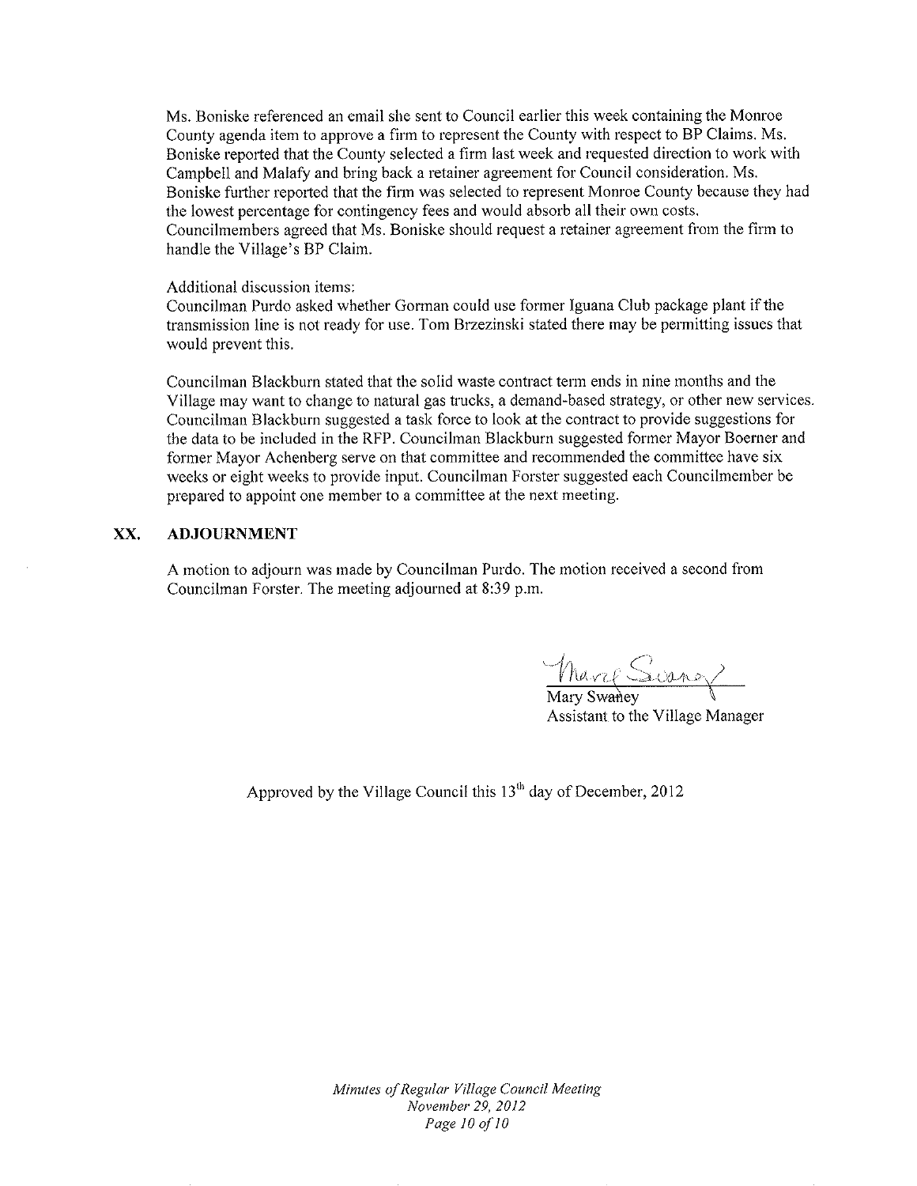Ms. Boniske referenced an email she sent to Council earlier this week containing the Monroe County agenda item to approve a firm to represent the County with respect to BP Claims. Ms. Boniske reported that the County selected a firm last week and requested direction to work with Campbell and Malafy and bring back a retainer agreement for Council consideration. Ms. Boniske further reported that the firm was selected to represent Monroe County because they had the lowest percentage for contingency fees and would absorb all their own costs. Councilmembers agreed that Ms. Boniske should request a retainer agreement from the firm to handle the Village's BP Claim.

Additional discussion items:
Councilman Purdo asked whether Gorman could use former Iguana Club package plant if the transmission line is not ready for use. Tom Brzezinski stated there may be permitting issues that would prevent this.

Councilman Blackburn stated that the solid waste contract term ends in nine months and the Village may want to change to natural gas trucks, a demand-based strategy, or other new services. Councilman Blackburn suggested a task force to look at the contract to provide suggestions for the data to be included in the RFP. Councilman Blackburn suggested former Mayor Boerner and former Mayor Achenberg serve on that committee and recommended the committee have six weeks or eight weeks to provide input. Councilman Forster suggested each Councilmember be prepared to appoint one member to a committee at the next meeting.

## XX. ADJOURNMENT

A motion to adjourn was made by Councilman Purdo. The motion received a second from Councilman Forster. The meeting adjourned at 8:39 p.m.

Mary Swaney
Assistant to the Village Manager

Approved by the Village Council this 13th day of December, 2012